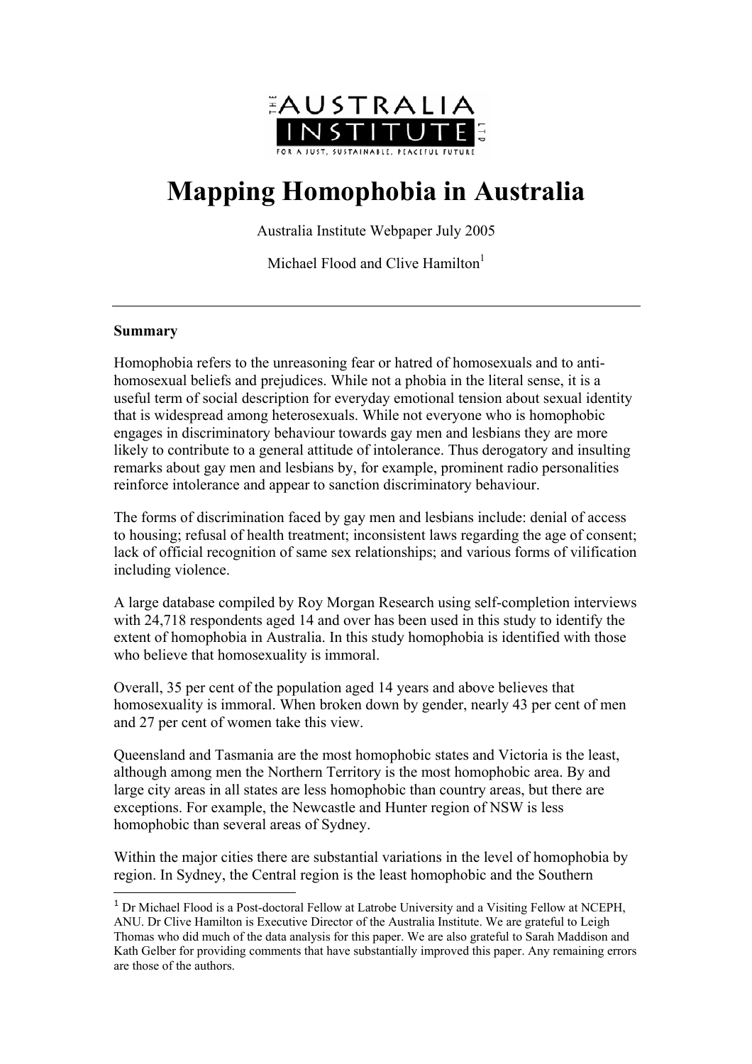# Mapping Homophobia in Australia

Australia Institute Webpaper July 2005

Michael Flood and Clive Hamilton[1]

---

**Summary**

Homophobia refers to the unreasoning fear or hatred of homosexuals and to anti-homosexual beliefs and prejudices. While not a phobia in the literal sense, it is a useful term of social description for everyday emotional tension about sexual identity that is widespread among heterosexuals. While not everyone who is homophobic engages in discriminatory behaviour towards gay men and lesbians they are more likely to contribute to a general attitude of intolerance. Thus derogatory and insulting remarks about gay men and lesbians by, for example, prominent radio personalities reinforce intolerance and appear to sanction discriminatory behaviour.

The forms of discrimination faced by gay men and lesbians include: denial of access to housing; refusal of health treatment; inconsistent laws regarding the age of consent; lack of official recognition of same sex relationships; and various forms of vilification including violence.

A large database compiled by Roy Morgan Research using self-completion interviews with 24,718 respondents aged 14 and over has been used in this study to identify the extent of homophobia in Australia. In this study homophobia is identified with those who believe that homosexuality is immoral.

Overall, 35 per cent of the population aged 14 years and above believes that homosexuality is immoral. When broken down by gender, nearly 43 per cent of men and 27 per cent of women take this view.

Queensland and Tasmania are the most homophobic states and Victoria is the least, although among men the Northern Territory is the most homophobic area. By and large city areas in all states are less homophobic than country areas, but there are exceptions. For example, the Newcastle and Hunter region of NSW is less homophobic than several areas of Sydney.

Within the major cities there are substantial variations in the level of homophobia by region. In Sydney, the Central region is the least homophobic and the Southern

---

[1] Dr Michael Flood is a Post-doctoral Fellow at Latrobe University and a Visiting Fellow at NCEPH, ANU. Dr Clive Hamilton is Executive Director of the Australia Institute. We are grateful to Leigh Thomas who did much of the data analysis for this paper. We are also grateful to Sarah Maddison and Kath Gelber for providing comments that have substantially improved this paper. Any remaining errors are those of the authors.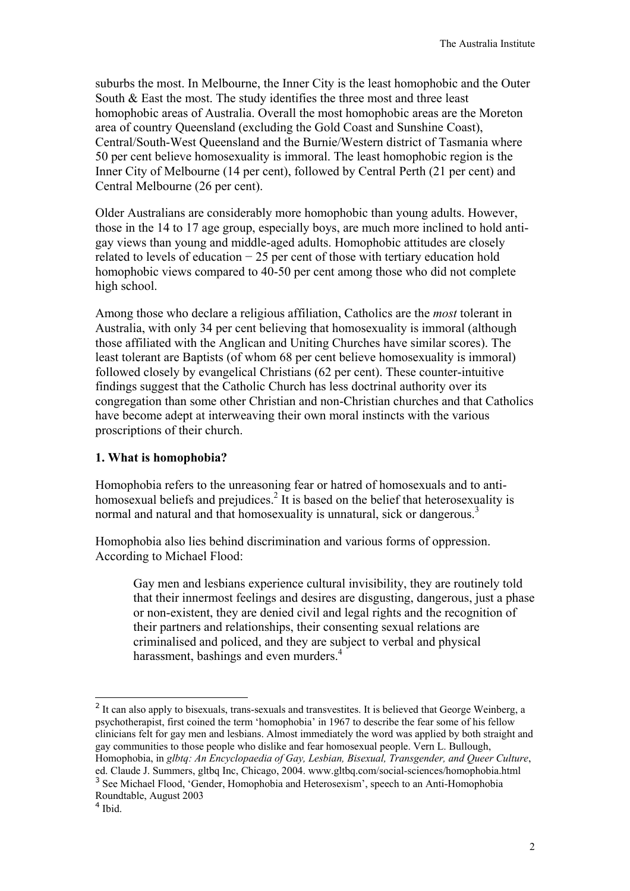suburbs the most. In Melbourne, the Inner City is the least homophobic and the Outer South & East the most. The study identifies the three most and three least homophobic areas of Australia. Overall the most homophobic areas are the Moreton area of country Queensland (excluding the Gold Coast and Sunshine Coast), Central/South-West Queensland and the Burnie/Western district of Tasmania where 50 per cent believe homosexuality is immoral. The least homophobic region is the Inner City of Melbourne (14 per cent), followed by Central Perth (21 per cent) and Central Melbourne (26 per cent).

Older Australians are considerably more homophobic than young adults. However, those in the 14 to 17 age group, especially boys, are much more inclined to hold anti-gay views than young and middle-aged adults. Homophobic attitudes are closely related to levels of education − 25 per cent of those with tertiary education hold homophobic views compared to 40-50 per cent among those who did not complete high school.

Among those who declare a religious affiliation, Catholics are the *most* tolerant in Australia, with only 34 per cent believing that homosexuality is immoral (although those affiliated with the Anglican and Uniting Churches have similar scores). The least tolerant are Baptists (of whom 68 per cent believe homosexuality is immoral) followed closely by evangelical Christians (62 per cent). These counter-intuitive findings suggest that the Catholic Church has less doctrinal authority over its congregation than some other Christian and non-Christian churches and that Catholics have become adept at interweaving their own moral instincts with the various proscriptions of their church.

## 1. What is homophobia?

Homophobia refers to the unreasoning fear or hatred of homosexuals and to anti-homosexual beliefs and prejudices.[2] It is based on the belief that heterosexuality is normal and natural and that homosexuality is unnatural, sick or dangerous.[3]

Homophobia also lies behind discrimination and various forms of oppression. According to Michael Flood:

> Gay men and lesbians experience cultural invisibility, they are routinely told that their innermost feelings and desires are disgusting, dangerous, just a phase or non-existent, they are denied civil and legal rights and the recognition of their partners and relationships, their consenting sexual relations are criminalised and policed, and they are subject to verbal and physical harassment, bashings and even murders.[4]

---

[2] It can also apply to bisexuals, trans-sexuals and transvestites. It is believed that George Weinberg, a psychotherapist, first coined the term 'homophobia' in 1967 to describe the fear some of his fellow clinicians felt for gay men and lesbians. Almost immediately the word was applied by both straight and gay communities to those people who dislike and fear homosexual people. Vern L. Bullough, Homophobia, in *glbtq: An Encyclopaedia of Gay, Lesbian, Bisexual, Transgender, and Queer Culture*, ed. Claude J. Summers, gltbq Inc, Chicago, 2004. www.gltbq.com/social-sciences/homophobia.html

[3] See Michael Flood, 'Gender, Homophobia and Heterosexism', speech to an Anti-Homophobia Roundtable, August 2003

[4] Ibid.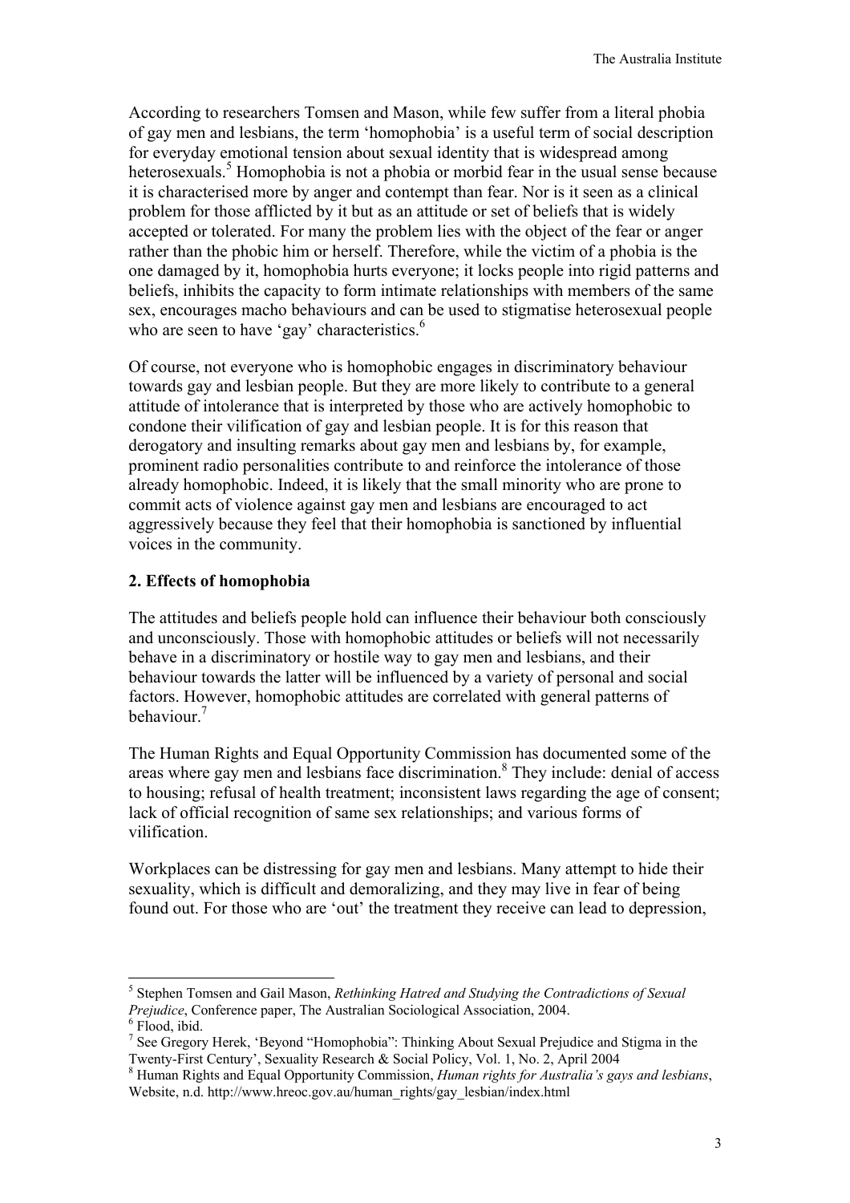According to researchers Tomsen and Mason, while few suffer from a literal phobia of gay men and lesbians, the term 'homophobia' is a useful term of social description for everyday emotional tension about sexual identity that is widespread among heterosexuals.[5] Homophobia is not a phobia or morbid fear in the usual sense because it is characterised more by anger and contempt than fear. Nor is it seen as a clinical problem for those afflicted by it but as an attitude or set of beliefs that is widely accepted or tolerated. For many the problem lies with the object of the fear or anger rather than the phobic him or herself. Therefore, while the victim of a phobia is the one damaged by it, homophobia hurts everyone; it locks people into rigid patterns and beliefs, inhibits the capacity to form intimate relationships with members of the same sex, encourages macho behaviours and can be used to stigmatise heterosexual people who are seen to have 'gay' characteristics.[6]

Of course, not everyone who is homophobic engages in discriminatory behaviour towards gay and lesbian people. But they are more likely to contribute to a general attitude of intolerance that is interpreted by those who are actively homophobic to condone their vilification of gay and lesbian people. It is for this reason that derogatory and insulting remarks about gay men and lesbians by, for example, prominent radio personalities contribute to and reinforce the intolerance of those already homophobic. Indeed, it is likely that the small minority who are prone to commit acts of violence against gay men and lesbians are encouraged to act aggressively because they feel that their homophobia is sanctioned by influential voices in the community.

## 2. Effects of homophobia

The attitudes and beliefs people hold can influence their behaviour both consciously and unconsciously. Those with homophobic attitudes or beliefs will not necessarily behave in a discriminatory or hostile way to gay men and lesbians, and their behaviour towards the latter will be influenced by a variety of personal and social factors. However, homophobic attitudes are correlated with general patterns of behaviour.[7]

The Human Rights and Equal Opportunity Commission has documented some of the areas where gay men and lesbians face discrimination.[8] They include: denial of access to housing; refusal of health treatment; inconsistent laws regarding the age of consent; lack of official recognition of same sex relationships; and various forms of vilification.

Workplaces can be distressing for gay men and lesbians. Many attempt to hide their sexuality, which is difficult and demoralizing, and they may live in fear of being found out. For those who are 'out' the treatment they receive can lead to depression,

---

[5] Stephen Tomsen and Gail Mason, *Rethinking Hatred and Studying the Contradictions of Sexual Prejudice*, Conference paper, The Australian Sociological Association, 2004.

[6] Flood, ibid.

[7] See Gregory Herek, 'Beyond "Homophobia": Thinking About Sexual Prejudice and Stigma in the Twenty-First Century', Sexuality Research & Social Policy, Vol. 1, No. 2, April 2004

[8] Human Rights and Equal Opportunity Commission, *Human rights for Australia's gays and lesbians*, Website, n.d. http://www.hreoc.gov.au/human_rights/gay_lesbian/index.html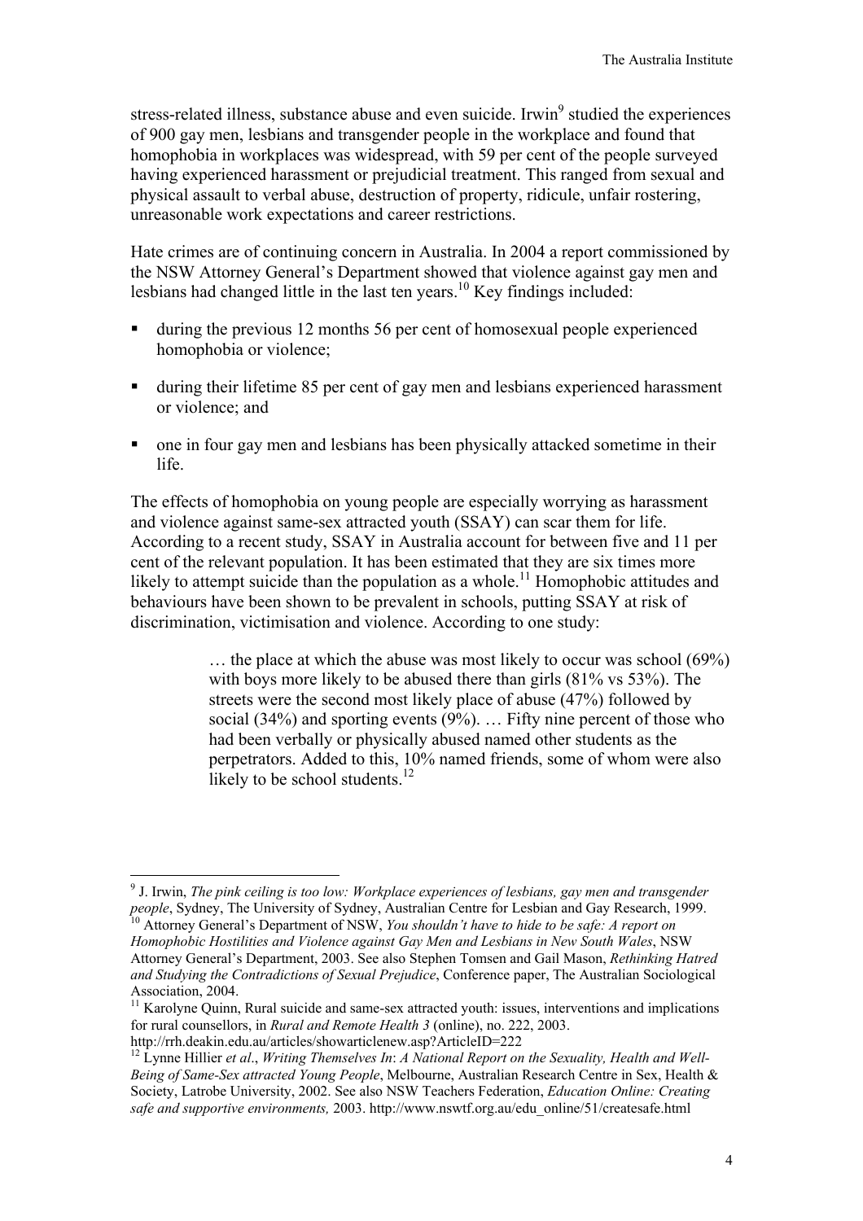stress-related illness, substance abuse and even suicide. Irwin[9] studied the experiences of 900 gay men, lesbians and transgender people in the workplace and found that homophobia in workplaces was widespread, with 59 per cent of the people surveyed having experienced harassment or prejudicial treatment. This ranged from sexual and physical assault to verbal abuse, destruction of property, ridicule, unfair rostering, unreasonable work expectations and career restrictions.

Hate crimes are of continuing concern in Australia. In 2004 a report commissioned by the NSW Attorney General's Department showed that violence against gay men and lesbians had changed little in the last ten years.[10] Key findings included:

- during the previous 12 months 56 per cent of homosexual people experienced homophobia or violence;
- during their lifetime 85 per cent of gay men and lesbians experienced harassment or violence; and
- one in four gay men and lesbians has been physically attacked sometime in their life.

The effects of homophobia on young people are especially worrying as harassment and violence against same-sex attracted youth (SSAY) can scar them for life. According to a recent study, SSAY in Australia account for between five and 11 per cent of the relevant population. It has been estimated that they are six times more likely to attempt suicide than the population as a whole.[11] Homophobic attitudes and behaviours have been shown to be prevalent in schools, putting SSAY at risk of discrimination, victimisation and violence. According to one study:

> … the place at which the abuse was most likely to occur was school (69%) with boys more likely to be abused there than girls (81% vs 53%). The streets were the second most likely place of abuse (47%) followed by social (34%) and sporting events (9%). … Fifty nine percent of those who had been verbally or physically abused named other students as the perpetrators. Added to this, 10% named friends, some of whom were also likely to be school students.[12]

---

[9] J. Irwin, *The pink ceiling is too low: Workplace experiences of lesbians, gay men and transgender people*, Sydney, The University of Sydney, Australian Centre for Lesbian and Gay Research, 1999.

[10] Attorney General's Department of NSW, *You shouldn't have to hide to be safe: A report on Homophobic Hostilities and Violence against Gay Men and Lesbians in New South Wales*, NSW Attorney General's Department, 2003. See also Stephen Tomsen and Gail Mason, *Rethinking Hatred and Studying the Contradictions of Sexual Prejudice*, Conference paper, The Australian Sociological Association, 2004.

[11] Karolyne Quinn, Rural suicide and same-sex attracted youth: issues, interventions and implications for rural counsellors, in *Rural and Remote Health 3* (online), no. 222, 2003. http://rrh.deakin.edu.au/articles/showarticlenew.asp?ArticleID=222

[12] Lynne Hillier *et al*., *Writing Themselves In*: *A National Report on the Sexuality, Health and Well-Being of Same-Sex attracted Young People*, Melbourne, Australian Research Centre in Sex, Health & Society, Latrobe University, 2002. See also NSW Teachers Federation, *Education Online: Creating safe and supportive environments,* 2003. http://www.nswtf.org.au/edu_online/51/createsafe.html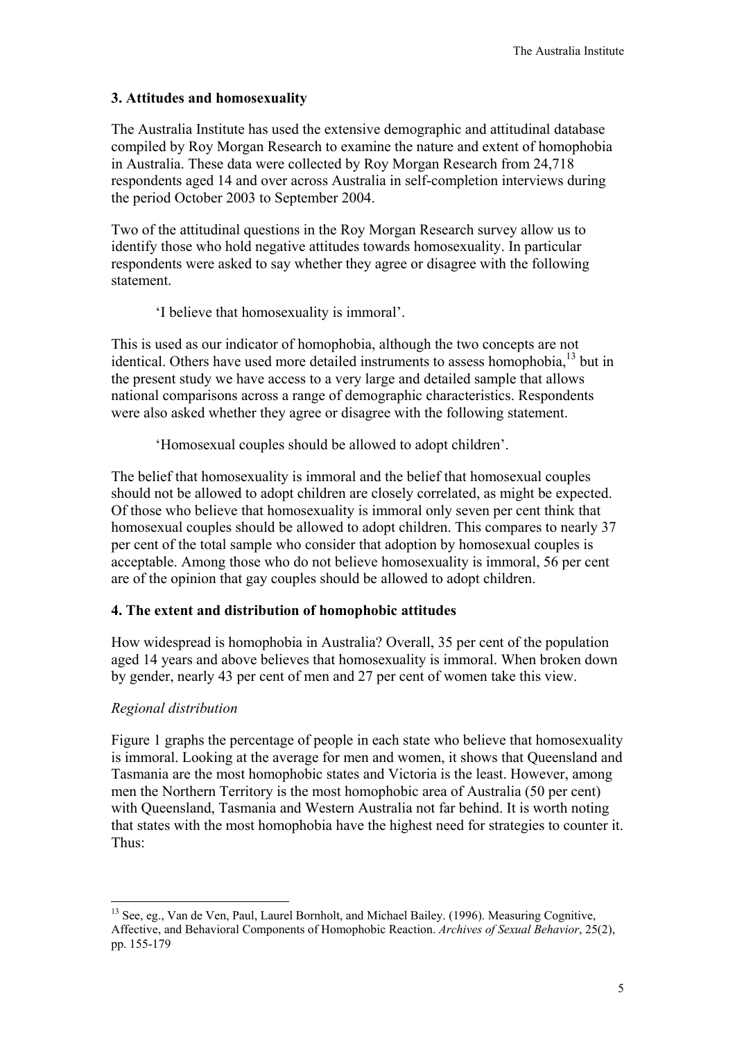## 3. Attitudes and homosexuality

The Australia Institute has used the extensive demographic and attitudinal database compiled by Roy Morgan Research to examine the nature and extent of homophobia in Australia. These data were collected by Roy Morgan Research from 24,718 respondents aged 14 and over across Australia in self-completion interviews during the period October 2003 to September 2004.

Two of the attitudinal questions in the Roy Morgan Research survey allow us to identify those who hold negative attitudes towards homosexuality. In particular respondents were asked to say whether they agree or disagree with the following statement.

> 'I believe that homosexuality is immoral'.

This is used as our indicator of homophobia, although the two concepts are not identical. Others have used more detailed instruments to assess homophobia,[13] but in the present study we have access to a very large and detailed sample that allows national comparisons across a range of demographic characteristics. Respondents were also asked whether they agree or disagree with the following statement.

> 'Homosexual couples should be allowed to adopt children'.

The belief that homosexuality is immoral and the belief that homosexual couples should not be allowed to adopt children are closely correlated, as might be expected. Of those who believe that homosexuality is immoral only seven per cent think that homosexual couples should be allowed to adopt children. This compares to nearly 37 per cent of the total sample who consider that adoption by homosexual couples is acceptable. Among those who do not believe homosexuality is immoral, 56 per cent are of the opinion that gay couples should be allowed to adopt children.

## 4. The extent and distribution of homophobic attitudes

How widespread is homophobia in Australia? Overall, 35 per cent of the population aged 14 years and above believes that homosexuality is immoral. When broken down by gender, nearly 43 per cent of men and 27 per cent of women take this view.

### *Regional distribution*

Figure 1 graphs the percentage of people in each state who believe that homosexuality is immoral. Looking at the average for men and women, it shows that Queensland and Tasmania are the most homophobic states and Victoria is the least. However, among men the Northern Territory is the most homophobic area of Australia (50 per cent) with Queensland, Tasmania and Western Australia not far behind. It is worth noting that states with the most homophobia have the highest need for strategies to counter it. Thus:

---

[13] See, eg., Van de Ven, Paul, Laurel Bornholt, and Michael Bailey. (1996). Measuring Cognitive, Affective, and Behavioral Components of Homophobic Reaction. *Archives of Sexual Behavior*, 25(2), pp. 155-179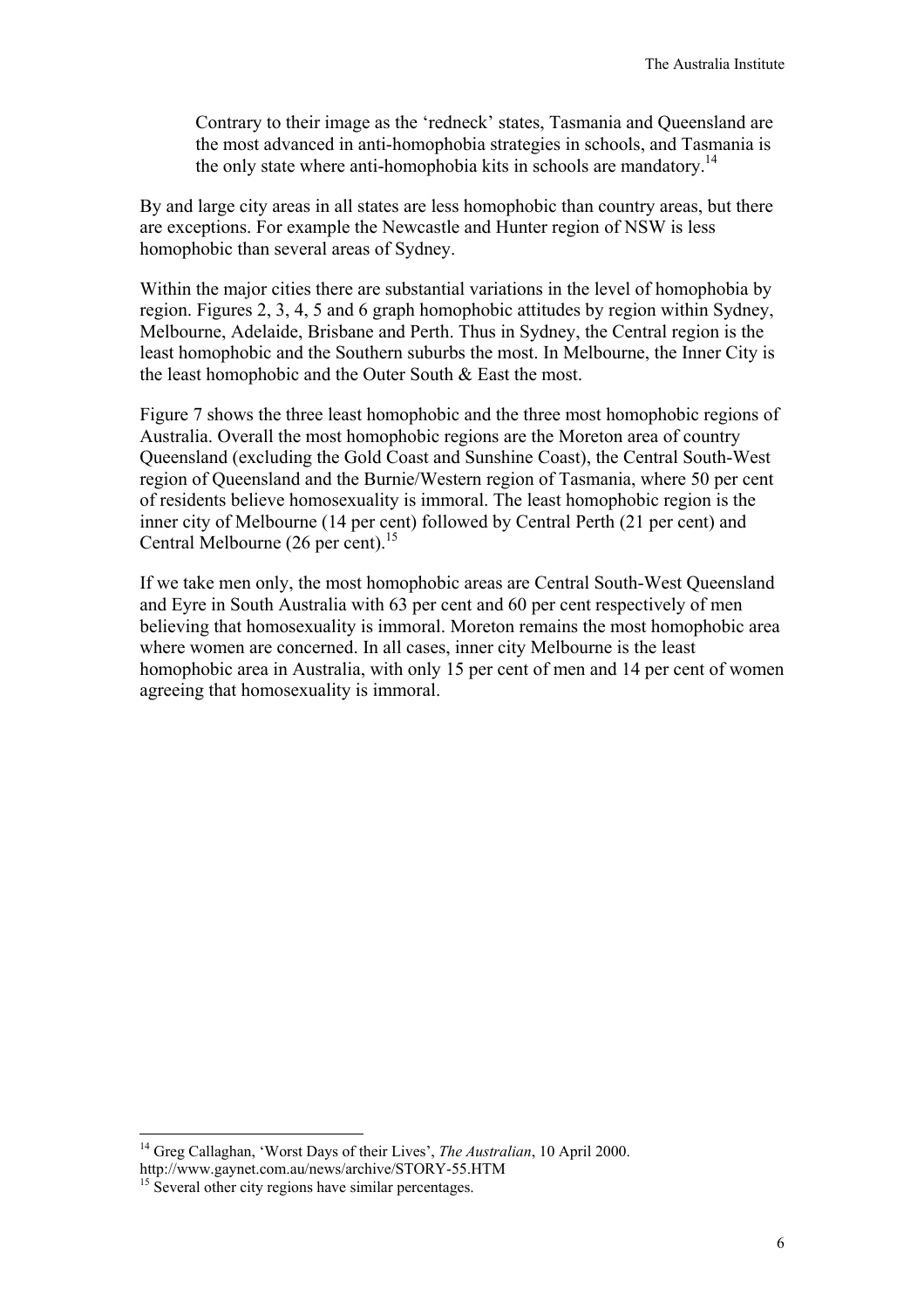> Contrary to their image as the 'redneck' states, Tasmania and Queensland are the most advanced in anti-homophobia strategies in schools, and Tasmania is the only state where anti-homophobia kits in schools are mandatory.[14]

By and large city areas in all states are less homophobic than country areas, but there are exceptions. For example the Newcastle and Hunter region of NSW is less homophobic than several areas of Sydney.

Within the major cities there are substantial variations in the level of homophobia by region. Figures 2, 3, 4, 5 and 6 graph homophobic attitudes by region within Sydney, Melbourne, Adelaide, Brisbane and Perth. Thus in Sydney, the Central region is the least homophobic and the Southern suburbs the most. In Melbourne, the Inner City is the least homophobic and the Outer South & East the most.

Figure 7 shows the three least homophobic and the three most homophobic regions of Australia. Overall the most homophobic regions are the Moreton area of country Queensland (excluding the Gold Coast and Sunshine Coast), the Central South-West region of Queensland and the Burnie/Western region of Tasmania, where 50 per cent of residents believe homosexuality is immoral. The least homophobic region is the inner city of Melbourne (14 per cent) followed by Central Perth (21 per cent) and Central Melbourne (26 per cent).[15]

If we take men only, the most homophobic areas are Central South-West Queensland and Eyre in South Australia with 63 per cent and 60 per cent respectively of men believing that homosexuality is immoral. Moreton remains the most homophobic area where women are concerned. In all cases, inner city Melbourne is the least homophobic area in Australia, with only 15 per cent of men and 14 per cent of women agreeing that homosexuality is immoral.

---

[14] Greg Callaghan, 'Worst Days of their Lives', *The Australian*, 10 April 2000. http://www.gaynet.com.au/news/archive/STORY-55.HTM

[15] Several other city regions have similar percentages.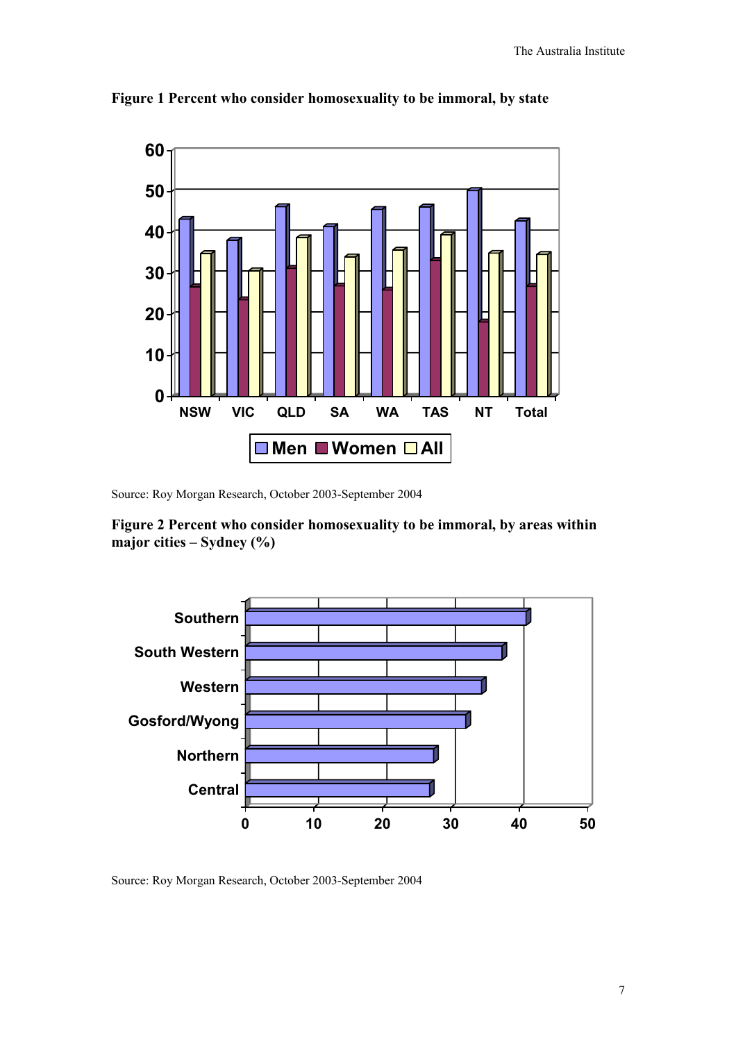**Figure 1 Percent who consider homosexuality to be immoral, by state**

Source: Roy Morgan Research, October 2003-September 2004

**Figure 2 Percent who consider homosexuality to be immoral, by areas within major cities – Sydney (%)**

Source: Roy Morgan Research, October 2003-September 2004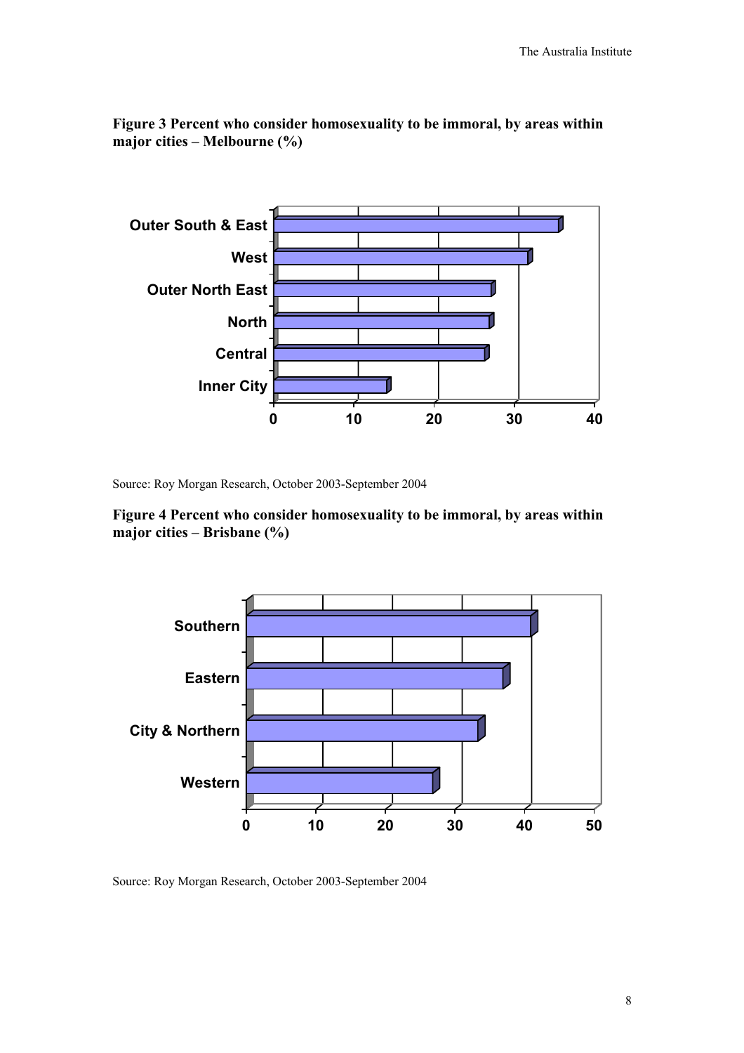**Figure 3 Percent who consider homosexuality to be immoral, by areas within major cities – Melbourne (%)**

Source: Roy Morgan Research, October 2003-September 2004

**Figure 4 Percent who consider homosexuality to be immoral, by areas within major cities – Brisbane (%)**

Source: Roy Morgan Research, October 2003-September 2004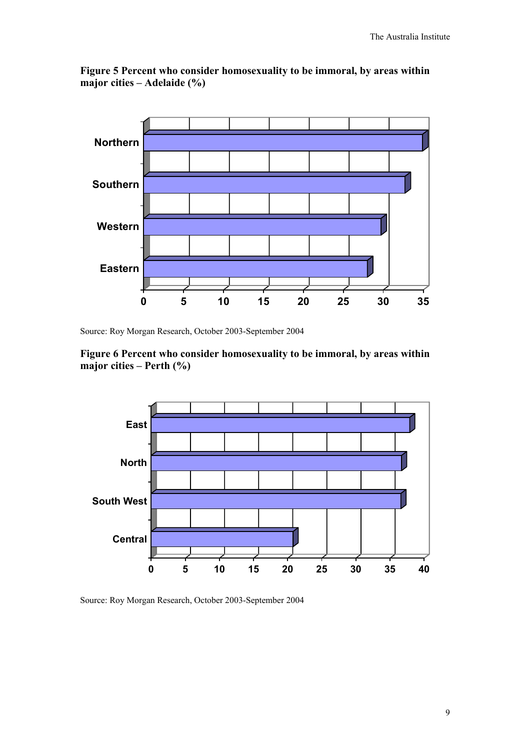**Figure 5 Percent who consider homosexuality to be immoral, by areas within major cities – Adelaide (%)**

Source: Roy Morgan Research, October 2003-September 2004

**Figure 6 Percent who consider homosexuality to be immoral, by areas within major cities – Perth (%)**

Source: Roy Morgan Research, October 2003-September 2004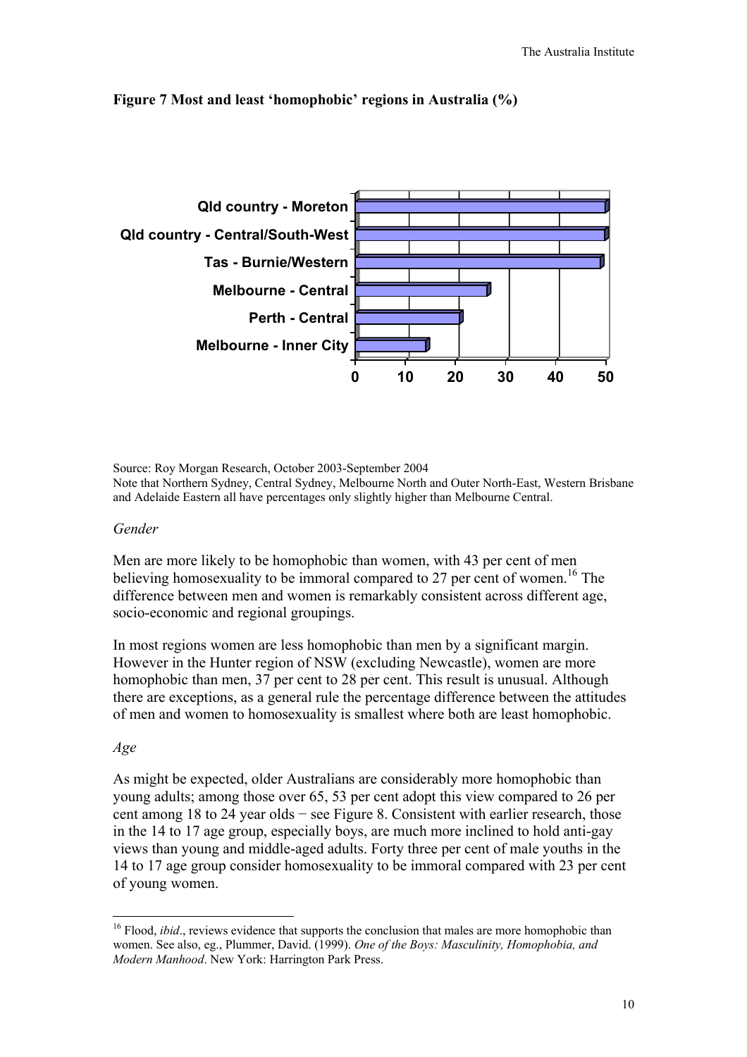**Figure 7 Most and least 'homophobic' regions in Australia (%)**

Source: Roy Morgan Research, October 2003-September 2004
Note that Northern Sydney, Central Sydney, Melbourne North and Outer North-East, Western Brisbane and Adelaide Eastern all have percentages only slightly higher than Melbourne Central.

*Gender*

Men are more likely to be homophobic than women, with 43 per cent of men believing homosexuality to be immoral compared to 27 per cent of women.[16] The difference between men and women is remarkably consistent across different age, socio-economic and regional groupings.

In most regions women are less homophobic than men by a significant margin. However in the Hunter region of NSW (excluding Newcastle), women are more homophobic than men, 37 per cent to 28 per cent. This result is unusual. Although there are exceptions, as a general rule the percentage difference between the attitudes of men and women to homosexuality is smallest where both are least homophobic.

*Age*

As might be expected, older Australians are considerably more homophobic than young adults; among those over 65, 53 per cent adopt this view compared to 26 per cent among 18 to 24 year olds − see Figure 8. Consistent with earlier research, those in the 14 to 17 age group, especially boys, are much more inclined to hold anti-gay views than young and middle-aged adults. Forty three per cent of male youths in the 14 to 17 age group consider homosexuality to be immoral compared with 23 per cent of young women.

[16] Flood, *ibid*., reviews evidence that supports the conclusion that males are more homophobic than women. See also, eg., Plummer, David. (1999). *One of the Boys: Masculinity, Homophobia, and Modern Manhood*. New York: Harrington Park Press.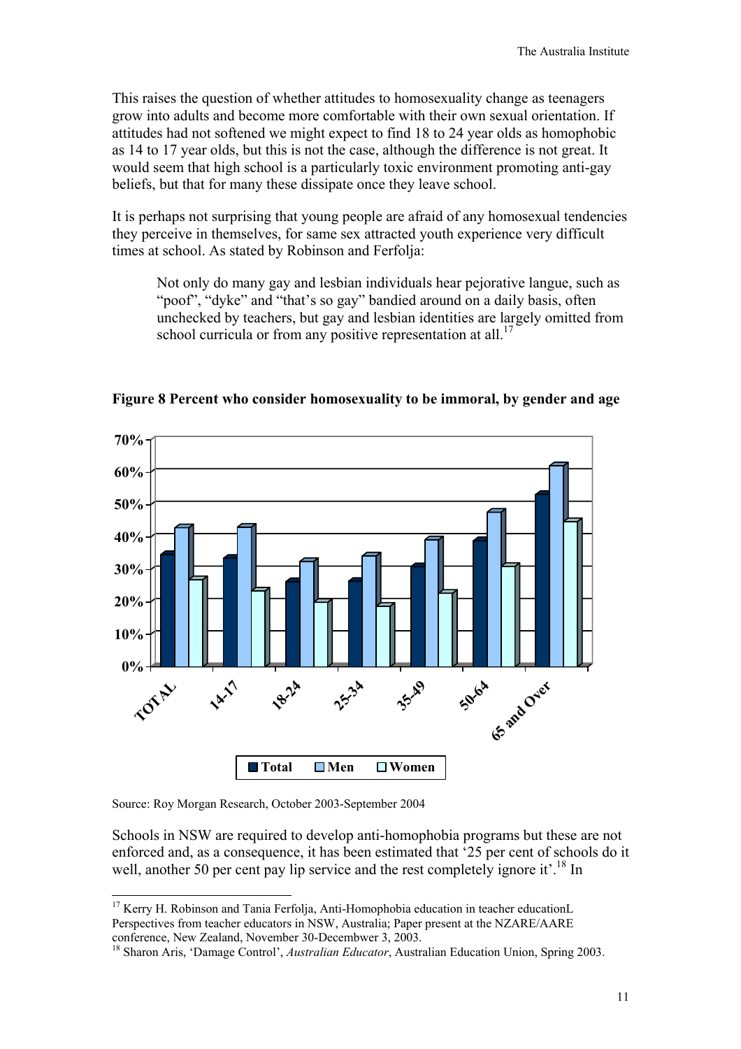This raises the question of whether attitudes to homosexuality change as teenagers grow into adults and become more comfortable with their own sexual orientation. If attitudes had not softened we might expect to find 18 to 24 year olds as homophobic as 14 to 17 year olds, but this is not the case, although the difference is not great. It would seem that high school is a particularly toxic environment promoting anti-gay beliefs, but that for many these dissipate once they leave school.

It is perhaps not surprising that young people are afraid of any homosexual tendencies they perceive in themselves, for same sex attracted youth experience very difficult times at school. As stated by Robinson and Ferfolja:

> Not only do many gay and lesbian individuals hear pejorative langue, such as "poof", "dyke" and "that's so gay" bandied around on a daily basis, often unchecked by teachers, but gay and lesbian identities are largely omitted from school curricula or from any positive representation at all.[17]

**Figure 8 Percent who consider homosexuality to be immoral, by gender and age**

Source: Roy Morgan Research, October 2003-September 2004

Schools in NSW are required to develop anti-homophobia programs but these are not enforced and, as a consequence, it has been estimated that '25 per cent of schools do it well, another 50 per cent pay lip service and the rest completely ignore it'.[18] In

---

[17] Kerry H. Robinson and Tania Ferfolja, Anti-Homophobia education in teacher educationL Perspectives from teacher educators in NSW, Australia; Paper present at the NZARE/AARE conference, New Zealand, November 30-Decembwer 3, 2003.

[18] Sharon Aris, 'Damage Control', *Australian Educator*, Australian Education Union, Spring 2003.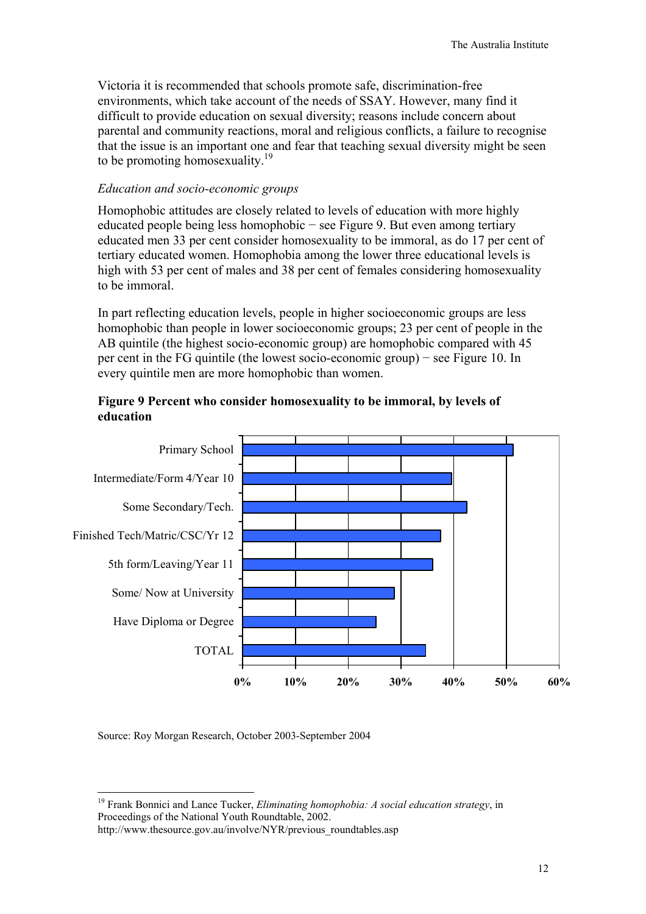Victoria it is recommended that schools promote safe, discrimination-free environments, which take account of the needs of SSAY. However, many find it difficult to provide education on sexual diversity; reasons include concern about parental and community reactions, moral and religious conflicts, a failure to recognise that the issue is an important one and fear that teaching sexual diversity might be seen to be promoting homosexuality.[19]

*Education and socio-economic groups*

Homophobic attitudes are closely related to levels of education with more highly educated people being less homophobic − see Figure 9. But even among tertiary educated men 33 per cent consider homosexuality to be immoral, as do 17 per cent of tertiary educated women. Homophobia among the lower three educational levels is high with 53 per cent of males and 38 per cent of females considering homosexuality to be immoral.

In part reflecting education levels, people in higher socioeconomic groups are less homophobic than people in lower socioeconomic groups; 23 per cent of people in the AB quintile (the highest socio-economic group) are homophobic compared with 45 per cent in the FG quintile (the lowest socio-economic group) − see Figure 10. In every quintile men are more homophobic than women.

**Figure 9 Percent who consider homosexuality to be immoral, by levels of education**

Source: Roy Morgan Research, October 2003-September 2004

---

[19] Frank Bonnici and Lance Tucker, *Eliminating homophobia: A social education strategy*, in Proceedings of the National Youth Roundtable, 2002.
http://www.thesource.gov.au/involve/NYR/previous_roundtables.asp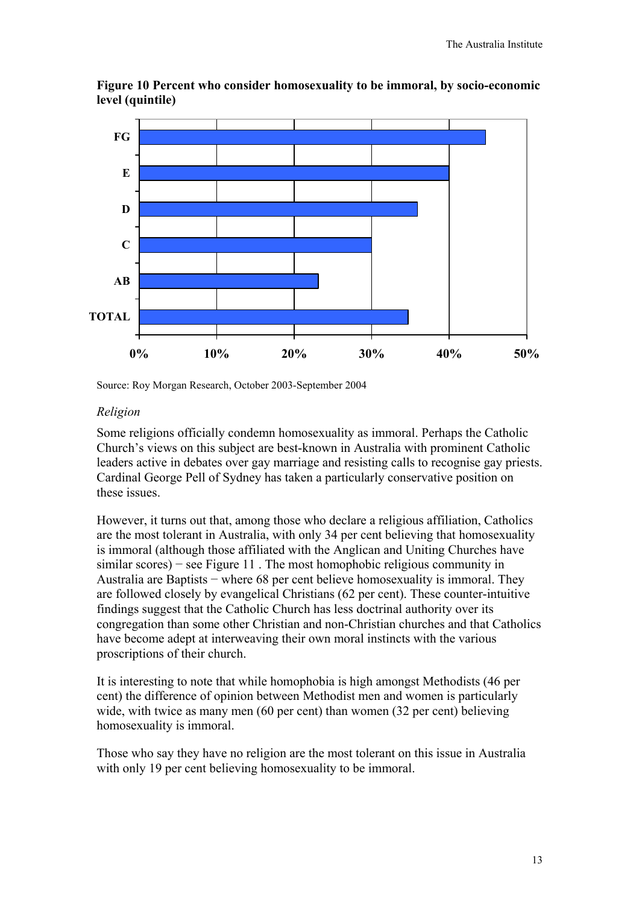**Figure 10 Percent who consider homosexuality to be immoral, by socio-economic level (quintile)**

Source: Roy Morgan Research, October 2003-September 2004

*Religion*

Some religions officially condemn homosexuality as immoral. Perhaps the Catholic Church's views on this subject are best-known in Australia with prominent Catholic leaders active in debates over gay marriage and resisting calls to recognise gay priests. Cardinal George Pell of Sydney has taken a particularly conservative position on these issues.

However, it turns out that, among those who declare a religious affiliation, Catholics are the most tolerant in Australia, with only 34 per cent believing that homosexuality is immoral (although those affiliated with the Anglican and Uniting Churches have similar scores) − see Figure 11 . The most homophobic religious community in Australia are Baptists − where 68 per cent believe homosexuality is immoral. They are followed closely by evangelical Christians (62 per cent). These counter-intuitive findings suggest that the Catholic Church has less doctrinal authority over its congregation than some other Christian and non-Christian churches and that Catholics have become adept at interweaving their own moral instincts with the various proscriptions of their church.

It is interesting to note that while homophobia is high amongst Methodists (46 per cent) the difference of opinion between Methodist men and women is particularly wide, with twice as many men (60 per cent) than women (32 per cent) believing homosexuality is immoral.

Those who say they have no religion are the most tolerant on this issue in Australia with only 19 per cent believing homosexuality to be immoral.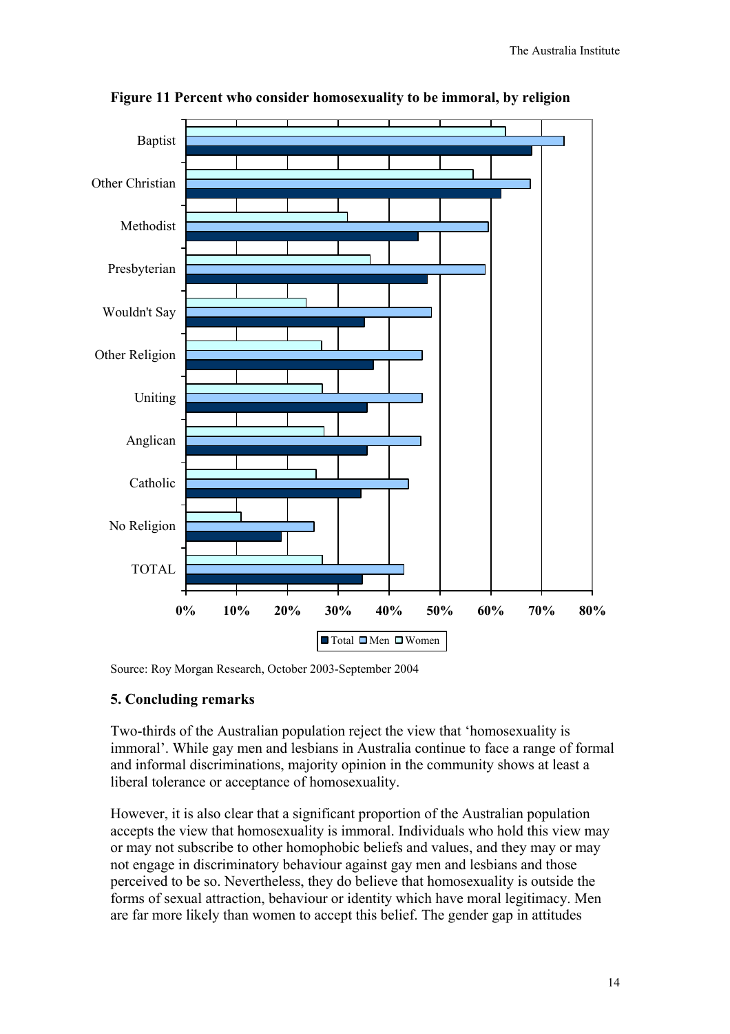**Figure 11 Percent who consider homosexuality to be immoral, by religion**

Source: Roy Morgan Research, October 2003-September 2004

## 5. Concluding remarks

Two-thirds of the Australian population reject the view that 'homosexuality is immoral'. While gay men and lesbians in Australia continue to face a range of formal and informal discriminations, majority opinion in the community shows at least a liberal tolerance or acceptance of homosexuality.

However, it is also clear that a significant proportion of the Australian population accepts the view that homosexuality is immoral. Individuals who hold this view may or may not subscribe to other homophobic beliefs and values, and they may or may not engage in discriminatory behaviour against gay men and lesbians and those perceived to be so. Nevertheless, they do believe that homosexuality is outside the forms of sexual attraction, behaviour or identity which have moral legitimacy. Men are far more likely than women to accept this belief. The gender gap in attitudes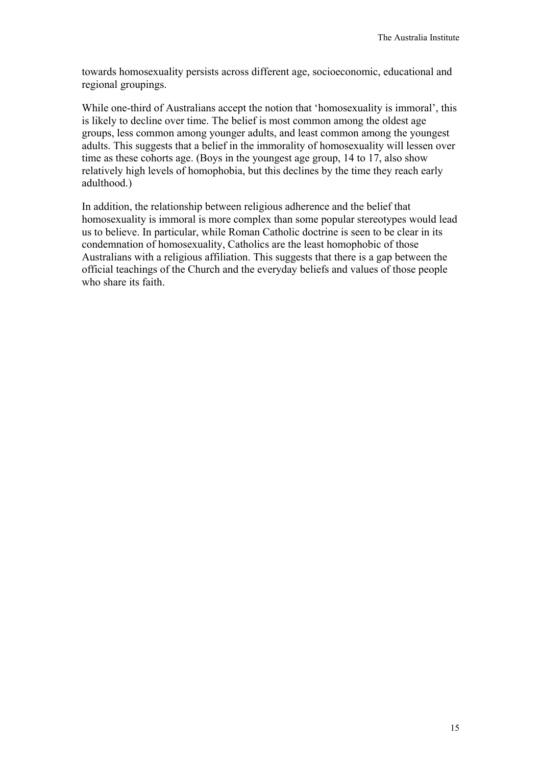towards homosexuality persists across different age, socioeconomic, educational and regional groupings.

While one-third of Australians accept the notion that 'homosexuality is immoral', this is likely to decline over time. The belief is most common among the oldest age groups, less common among younger adults, and least common among the youngest adults. This suggests that a belief in the immorality of homosexuality will lessen over time as these cohorts age. (Boys in the youngest age group, 14 to 17, also show relatively high levels of homophobia, but this declines by the time they reach early adulthood.)

In addition, the relationship between religious adherence and the belief that homosexuality is immoral is more complex than some popular stereotypes would lead us to believe. In particular, while Roman Catholic doctrine is seen to be clear in its condemnation of homosexuality, Catholics are the least homophobic of those Australians with a religious affiliation. This suggests that there is a gap between the official teachings of the Church and the everyday beliefs and values of those people who share its faith.